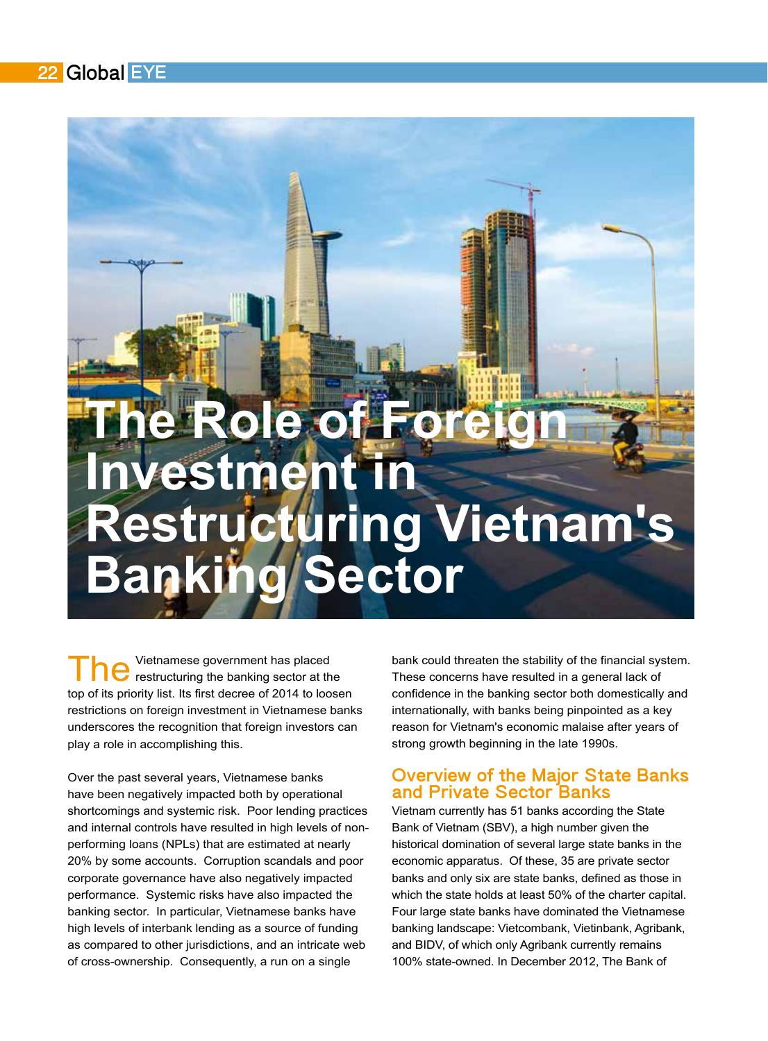# The Role of Foreign Investment in Restructuring Vietnam's Banking Sector

The Vietnamese government has placed restructuring the banking sector at the top of its priority list. Its first decree of 2014 to loosen restrictions on foreign investment in Vietnamese banks underscores the recognition that foreign investors can play a role in accomplishing this.

Over the past several years, Vietnamese banks have been negatively impacted both by operational shortcomings and systemic risk. Poor lending practices and internal controls have resulted in high levels of non-performing loans (NPLs) that are estimated at nearly 20% by some accounts. Corruption scandals and poor corporate governance have also negatively impacted performance. Systemic risks have also impacted the banking sector. In particular, Vietnamese banks have high levels of interbank lending as a source of funding as compared to other jurisdictions, and an intricate web of cross-ownership. Consequently, a run on a single bank could threaten the stability of the financial system. These concerns have resulted in a general lack of confidence in the banking sector both domestically and internationally, with banks being pinpointed as a key reason for Vietnam's economic malaise after years of strong growth beginning in the late 1990s.

## Overview of the Major State Banks and Private Sector Banks

Vietnam currently has 51 banks according the State Bank of Vietnam (SBV), a high number given the historical domination of several large state banks in the economic apparatus. Of these, 35 are private sector banks and only six are state banks, defined as those in which the state holds at least 50% of the charter capital. Four large state banks have dominated the Vietnamese banking landscape: Vietcombank, Vietinbank, Agribank, and BIDV, of which only Agribank currently remains 100% state-owned. In December 2012, The Bank of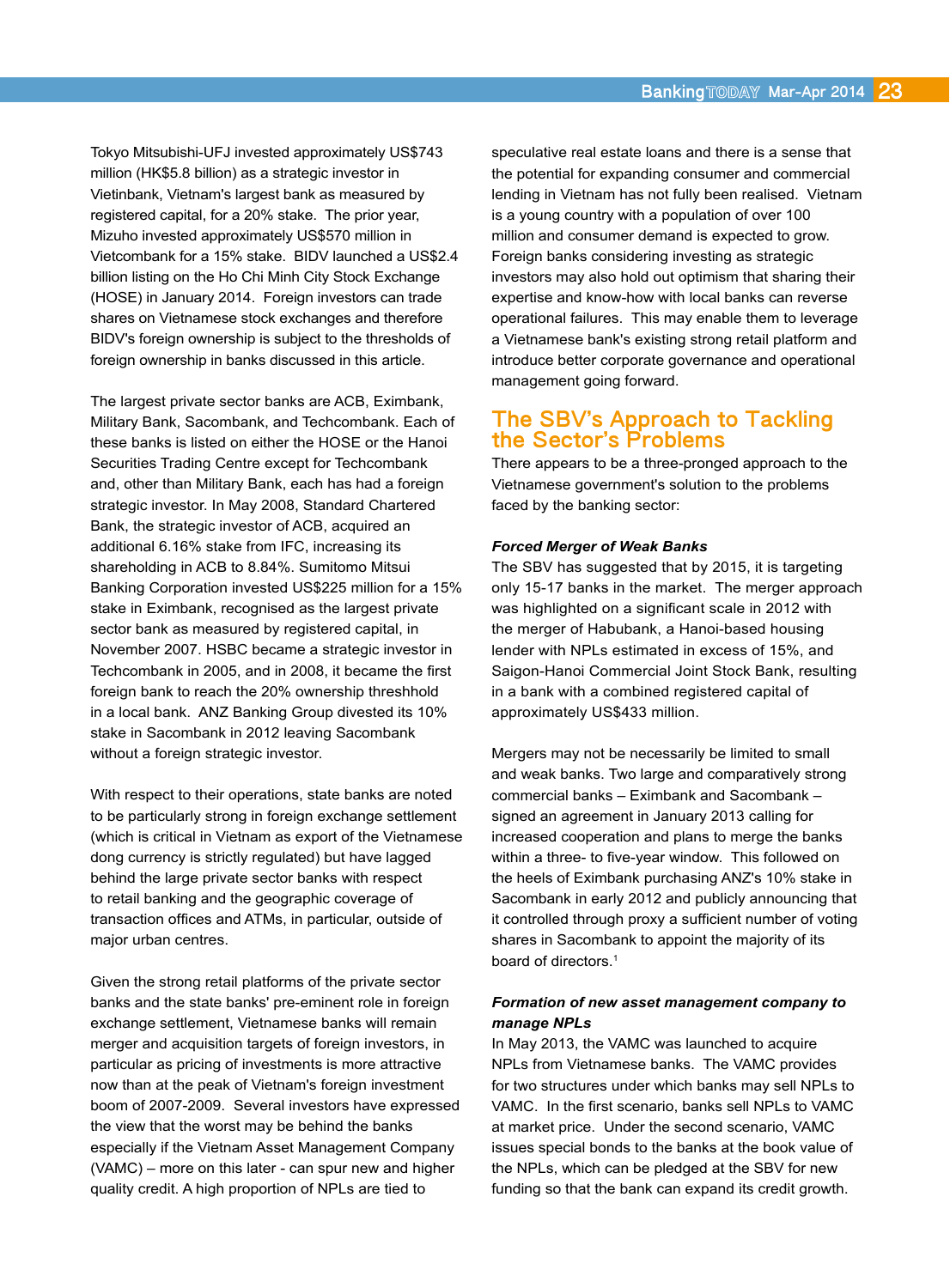Tokyo Mitsubishi-UFJ invested approximately US$743 million (HK$5.8 billion) as a strategic investor in Vietinbank, Vietnam's largest bank as measured by registered capital, for a 20% stake. The prior year, Mizuho invested approximately US$570 million in Vietcombank for a 15% stake. BIDV launched a US$2.4 billion listing on the Ho Chi Minh City Stock Exchange (HOSE) in January 2014. Foreign investors can trade shares on Vietnamese stock exchanges and therefore BIDV's foreign ownership is subject to the thresholds of foreign ownership in banks discussed in this article.

The largest private sector banks are ACB, Eximbank, Military Bank, Sacombank, and Techcombank. Each of these banks is listed on either the HOSE or the Hanoi Securities Trading Centre except for Techcombank and, other than Military Bank, each has had a foreign strategic investor. In May 2008, Standard Chartered Bank, the strategic investor of ACB, acquired an additional 6.16% stake from IFC, increasing its shareholding in ACB to 8.84%. Sumitomo Mitsui Banking Corporation invested US$225 million for a 15% stake in Eximbank, recognised as the largest private sector bank as measured by registered capital, in November 2007. HSBC became a strategic investor in Techcombank in 2005, and in 2008, it became the first foreign bank to reach the 20% ownership threshhold in a local bank. ANZ Banking Group divested its 10% stake in Sacombank in 2012 leaving Sacombank without a foreign strategic investor.

With respect to their operations, state banks are noted to be particularly strong in foreign exchange settlement (which is critical in Vietnam as export of the Vietnamese dong currency is strictly regulated) but have lagged behind the large private sector banks with respect to retail banking and the geographic coverage of transaction offices and ATMs, in particular, outside of major urban centres.

Given the strong retail platforms of the private sector banks and the state banks' pre-eminent role in foreign exchange settlement, Vietnamese banks will remain merger and acquisition targets of foreign investors, in particular as pricing of investments is more attractive now than at the peak of Vietnam's foreign investment boom of 2007-2009. Several investors have expressed the view that the worst may be behind the banks especially if the Vietnam Asset Management Company (VAMC) – more on this later - can spur new and higher quality credit. A high proportion of NPLs are tied to speculative real estate loans and there is a sense that the potential for expanding consumer and commercial lending in Vietnam has not fully been realised. Vietnam is a young country with a population of over 100 million and consumer demand is expected to grow. Foreign banks considering investing as strategic investors may also hold out optimism that sharing their expertise and know-how with local banks can reverse operational failures. This may enable them to leverage a Vietnamese bank's existing strong retail platform and introduce better corporate governance and operational management going forward.

## The SBV's Approach to Tackling the Sector's Problems

There appears to be a three-pronged approach to the Vietnamese government's solution to the problems faced by the banking sector:

***Forced Merger of Weak Banks***

The SBV has suggested that by 2015, it is targeting only 15-17 banks in the market. The merger approach was highlighted on a significant scale in 2012 with the merger of Habubank, a Hanoi-based housing lender with NPLs estimated in excess of 15%, and Saigon-Hanoi Commercial Joint Stock Bank, resulting in a bank with a combined registered capital of approximately US$433 million.

Mergers may not be necessarily be limited to small and weak banks. Two large and comparatively strong commercial banks – Eximbank and Sacombank – signed an agreement in January 2013 calling for increased cooperation and plans to merge the banks within a three- to five-year window. This followed on the heels of Eximbank purchasing ANZ's 10% stake in Sacombank in early 2012 and publicly announcing that it controlled through proxy a sufficient number of voting shares in Sacombank to appoint the majority of its board of directors.[1]

***Formation of new asset management company to manage NPLs***

In May 2013, the VAMC was launched to acquire NPLs from Vietnamese banks. The VAMC provides for two structures under which banks may sell NPLs to VAMC. In the first scenario, banks sell NPLs to VAMC at market price. Under the second scenario, VAMC issues special bonds to the banks at the book value of the NPLs, which can be pledged at the SBV for new funding so that the bank can expand its credit growth.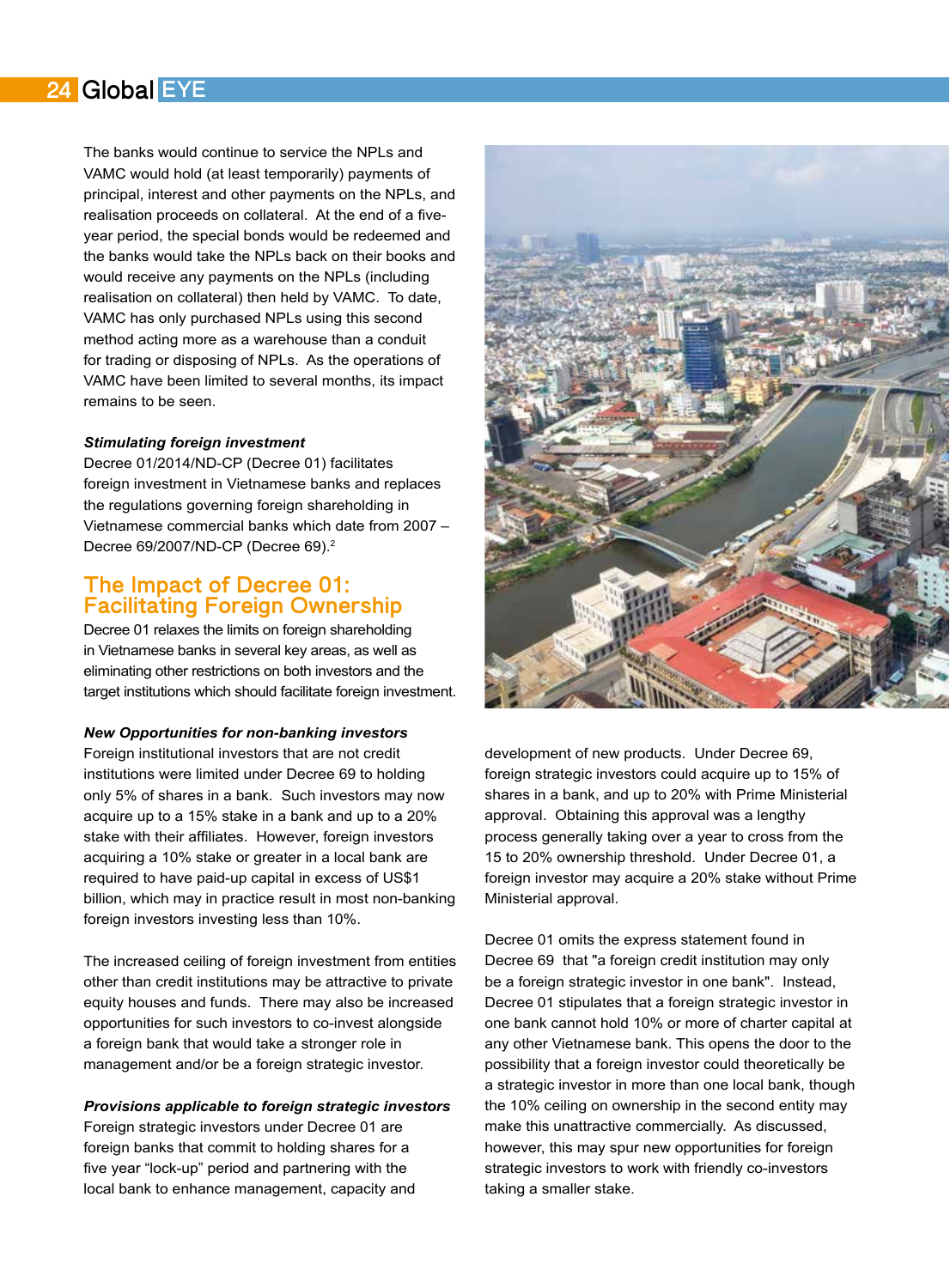The banks would continue to service the NPLs and VAMC would hold (at least temporarily) payments of principal, interest and other payments on the NPLs, and realisation proceeds on collateral. At the end of a five-year period, the special bonds would be redeemed and the banks would take the NPLs back on their books and would receive any payments on the NPLs (including realisation on collateral) then held by VAMC. To date, VAMC has only purchased NPLs using this second method acting more as a warehouse than a conduit for trading or disposing of NPLs. As the operations of VAMC have been limited to several months, its impact remains to be seen.

***Stimulating foreign investment***

Decree 01/2014/ND-CP (Decree 01) facilitates foreign investment in Vietnamese banks and replaces the regulations governing foreign shareholding in Vietnamese commercial banks which date from 2007 – Decree 69/2007/ND-CP (Decree 69).[2]

## The Impact of Decree 01: Facilitating Foreign Ownership

Decree 01 relaxes the limits on foreign shareholding in Vietnamese banks in several key areas, as well as eliminating other restrictions on both investors and the target institutions which should facilitate foreign investment.

***New Opportunities for non-banking investors***

Foreign institutional investors that are not credit institutions were limited under Decree 69 to holding only 5% of shares in a bank. Such investors may now acquire up to a 15% stake in a bank and up to a 20% stake with their affiliates. However, foreign investors acquiring a 10% stake or greater in a local bank are required to have paid-up capital in excess of US$1 billion, which may in practice result in most non-banking foreign investors investing less than 10%.

The increased ceiling of foreign investment from entities other than credit institutions may be attractive to private equity houses and funds. There may also be increased opportunities for such investors to co-invest alongside a foreign bank that would take a stronger role in management and/or be a foreign strategic investor.

***Provisions applicable to foreign strategic investors***

Foreign strategic investors under Decree 01 are foreign banks that commit to holding shares for a five year "lock-up" period and partnering with the local bank to enhance management, capacity and development of new products. Under Decree 69, foreign strategic investors could acquire up to 15% of shares in a bank, and up to 20% with Prime Ministerial approval. Obtaining this approval was a lengthy process generally taking over a year to cross from the 15 to 20% ownership threshold. Under Decree 01, a foreign investor may acquire a 20% stake without Prime Ministerial approval.

Decree 01 omits the express statement found in Decree 69 that "a foreign credit institution may only be a foreign strategic investor in one bank". Instead, Decree 01 stipulates that a foreign strategic investor in one bank cannot hold 10% or more of charter capital at any other Vietnamese bank. This opens the door to the possibility that a foreign investor could theoretically be a strategic investor in more than one local bank, though the 10% ceiling on ownership in the second entity may make this unattractive commercially. As discussed, however, this may spur new opportunities for foreign strategic investors to work with friendly co-investors taking a smaller stake.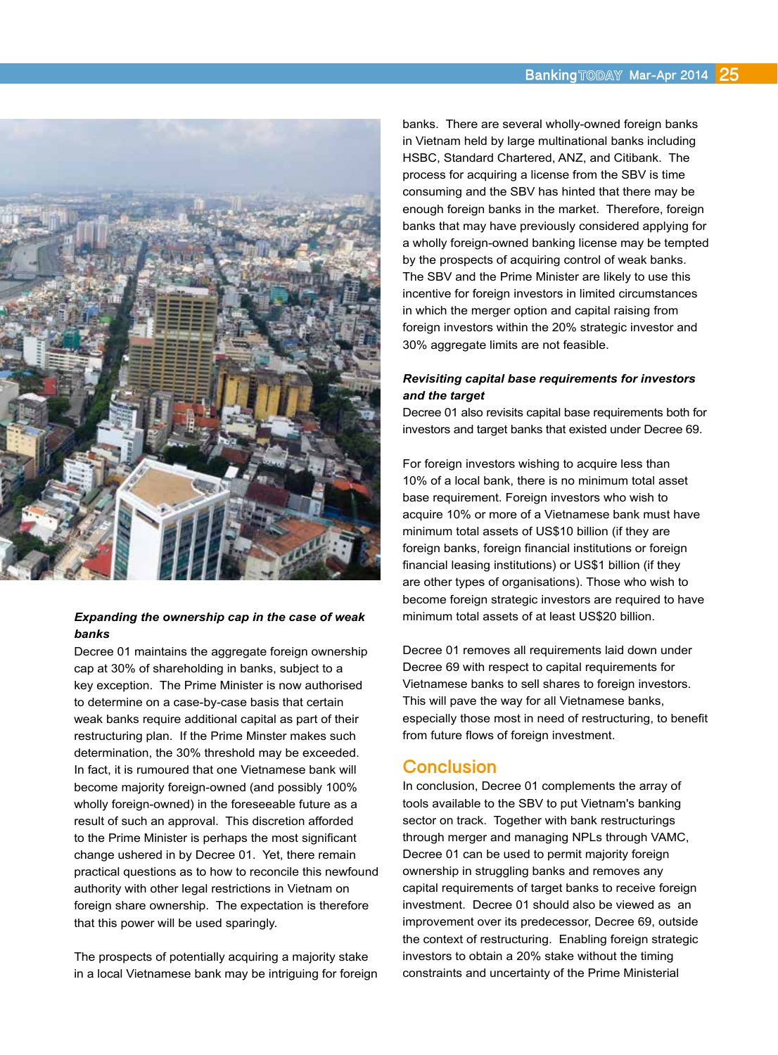### *Expanding the ownership cap in the case of weak banks*

Decree 01 maintains the aggregate foreign ownership cap at 30% of shareholding in banks, subject to a key exception. The Prime Minister is now authorised to determine on a case-by-case basis that certain weak banks require additional capital as part of their restructuring plan. If the Prime Minster makes such determination, the 30% threshold may be exceeded. In fact, it is rumoured that one Vietnamese bank will become majority foreign-owned (and possibly 100% wholly foreign-owned) in the foreseeable future as a result of such an approval. This discretion afforded to the Prime Minister is perhaps the most significant change ushered in by Decree 01. Yet, there remain practical questions as to how to reconcile this newfound authority with other legal restrictions in Vietnam on foreign share ownership. The expectation is therefore that this power will be used sparingly.

The prospects of potentially acquiring a majority stake in a local Vietnamese bank may be intriguing for foreign banks. There are several wholly-owned foreign banks in Vietnam held by large multinational banks including HSBC, Standard Chartered, ANZ, and Citibank. The process for acquiring a license from the SBV is time consuming and the SBV has hinted that there may be enough foreign banks in the market. Therefore, foreign banks that may have previously considered applying for a wholly foreign-owned banking license may be tempted by the prospects of acquiring control of weak banks. The SBV and the Prime Minister are likely to use this incentive for foreign investors in limited circumstances in which the merger option and capital raising from foreign investors within the 20% strategic investor and 30% aggregate limits are not feasible.

### *Revisiting capital base requirements for investors and the target*

Decree 01 also revisits capital base requirements both for investors and target banks that existed under Decree 69.

For foreign investors wishing to acquire less than 10% of a local bank, there is no minimum total asset base requirement. Foreign investors who wish to acquire 10% or more of a Vietnamese bank must have minimum total assets of US$10 billion (if they are foreign banks, foreign financial institutions or foreign financial leasing institutions) or US$1 billion (if they are other types of organisations). Those who wish to become foreign strategic investors are required to have minimum total assets of at least US$20 billion.

Decree 01 removes all requirements laid down under Decree 69 with respect to capital requirements for Vietnamese banks to sell shares to foreign investors. This will pave the way for all Vietnamese banks, especially those most in need of restructuring, to benefit from future flows of foreign investment.

## Conclusion

In conclusion, Decree 01 complements the array of tools available to the SBV to put Vietnam's banking sector on track. Together with bank restructurings through merger and managing NPLs through VAMC, Decree 01 can be used to permit majority foreign ownership in struggling banks and removes any capital requirements of target banks to receive foreign investment. Decree 01 should also be viewed as an improvement over its predecessor, Decree 69, outside the context of restructuring. Enabling foreign strategic investors to obtain a 20% stake without the timing constraints and uncertainty of the Prime Ministerial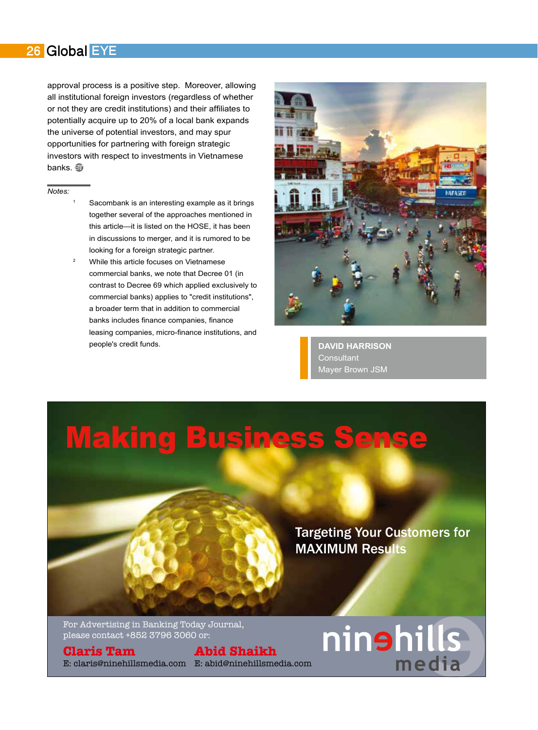approval process is a positive step. Moreover, allowing all institutional foreign investors (regardless of whether or not they are credit institutions) and their affiliates to potentially acquire up to 20% of a local bank expands the universe of potential investors, and may spur opportunities for partnering with foreign strategic investors with respect to investments in Vietnamese banks.

*Notes:*

1. Sacombank is an interesting example as it brings together several of the approaches mentioned in this article—it is listed on the HOSE, it has been in discussions to merger, and it is rumored to be looking for a foreign strategic partner.
2. While this article focuses on Vietnamese commercial banks, we note that Decree 01 (in contrast to Decree 69 which applied exclusively to commercial banks) applies to "credit institutions", a broader term that in addition to commercial banks includes finance companies, finance leasing companies, micro-finance institutions, and people's credit funds.

**DAVID HARRISON**
Consultant
Mayer Brown JSM

# Making Business Sense

Targeting Your Customers for MAXIMUM Results

For Advertising in Banking Today Journal, please contact +852 3796 3060 or:

**Claris Tam**
E: claris@ninehillsmedia.com

**Abid Shaikh**
E: abid@ninehillsmedia.com

ninehills media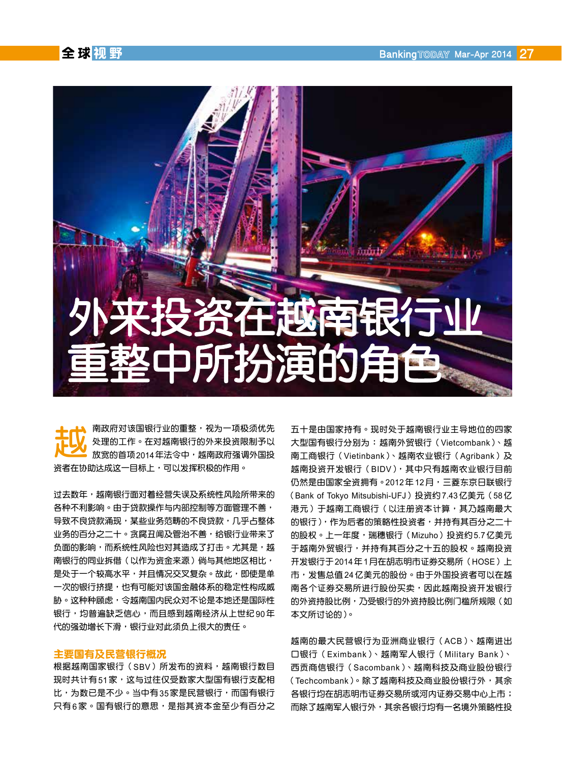# 外来投资在越南银行业重整中所扮演的角色

越南政府对该国银行业的重整，视为一项极须优先处理的工作。在对越南银行的外来投资限制予以放宽的首项2014年法令中，越南政府强调外国投资者在协助达成这一目标上，可以发挥积极的作用。

过去数年，越南银行面对着经营失误及系统性风险所带来的各种不利影响。由于贷款操作与内部控制等方面管理不善，导致不良贷款涌现，某些业务范畴的不良贷款，几乎占整体业务的百分之二十。贪腐丑闻及管治不善，给银行业带来了负面的影响，而系统性风险也对其造成了打击。尤其是，越南银行的同业拆借（以作为资金来源）倘与其他地区相比，是处于一个较高水平，并且情况交叉复杂。故此，即使是单一次的银行挤提，也有可能对该国金融体系的稳定性构成威胁。这种种顾虑，令越南国内民众对不论是本地还是国际性银行，均普遍缺乏信心，而且感到越南经济从上世纪90年代的强劲增长下滑，银行业对此须负上很大的责任。

## 主要国有及民营银行概况

根据越南国家银行（SBV）所发布的资料，越南银行数目现时共计有51家，这与过往仅受数家大型国有银行支配相比，为数已是不少。当中有35家是民营银行，而国有银行只有6家。国有银行的意思，是指其资本金至少有百分之五十是由国家持有。现时处于越南银行业主导地位的四家大型国有银行分别为：越南外贸银行（Vietcombank）、越南工商银行（Vietinbank）、越南农业银行（Agribank）及越南投资开发银行（BIDV），其中只有越南农业银行目前仍然是由国家全资拥有。2012年12月，三菱东京日联银行（Bank of Tokyo Mitsubishi-UFJ）投资约7.43亿美元（58亿港元）于越南工商银行（以注册资本计算，其乃越南最大的银行），作为后者的策略性投资者，并持有其百分之二十的股权。上一年度，瑞穗银行（Mizuho）投资约5.7亿美元于越南外贸银行，并持有其百分之十五的股权。越南投资开发银行于2014年1月在胡志明市证券交易所（HOSE）上市，发售总值24亿美元的股份。由于外国投资者可以在越南各个证券交易所进行股份买卖，因此越南投资开发银行的外资持股比例，乃受银行的外资持股比例门槛所规限（如本文所讨论的）。

越南的最大民营银行为亚洲商业银行（ACB）、越南进出口银行（Eximbank）、越南军人银行（Military Bank）、西贡商信银行（Sacombank）、越南科技及商业股份银行（Techcombank）。除了越南科技及商业股份银行外，其余各银行均在胡志明市证券交易所或河内证券交易中心上市；而除了越南军人银行外，其余各银行均有一名境外策略性投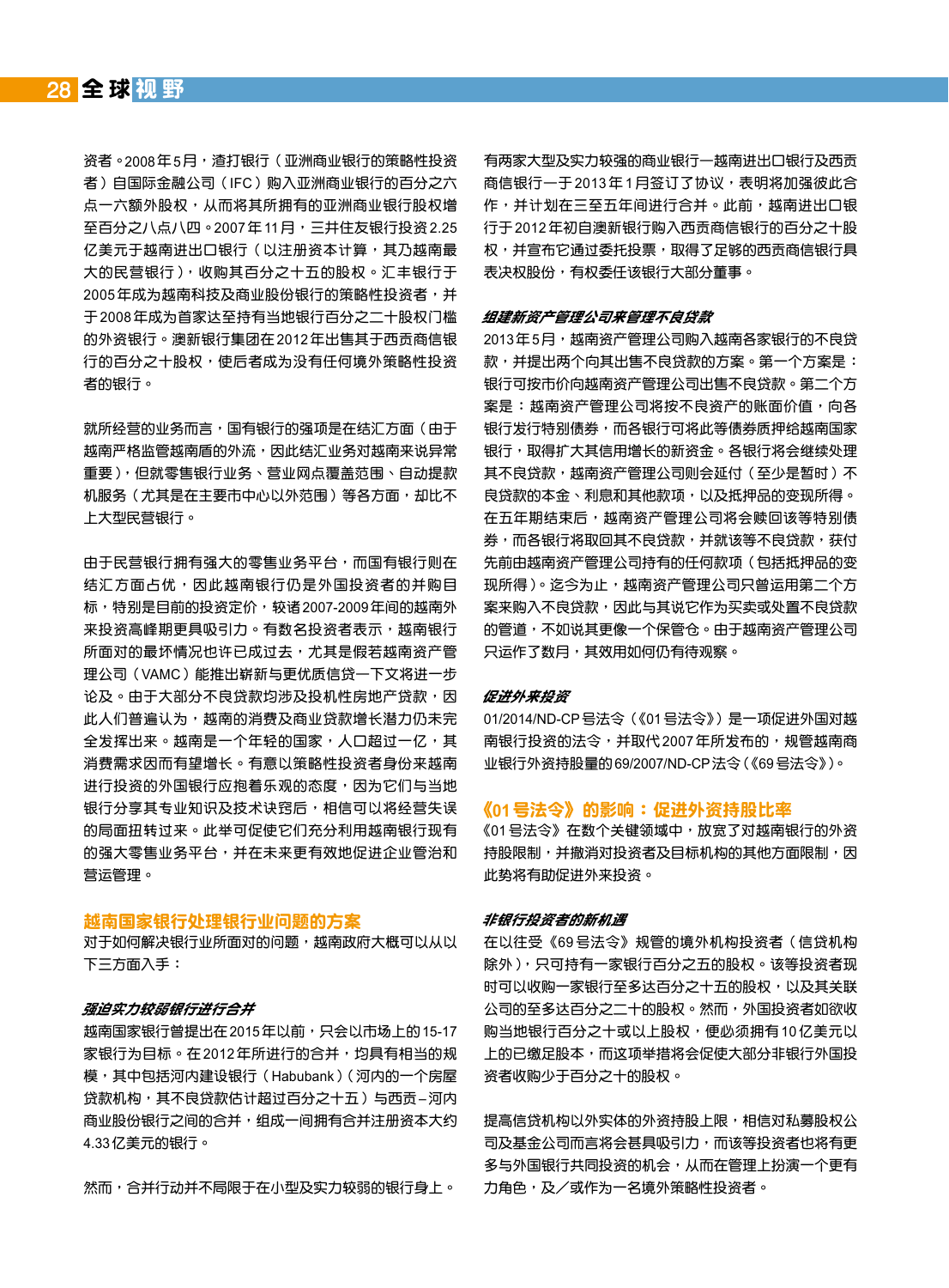资者。2008年5月，渣打银行（亚洲商业银行的策略性投资者）自国际金融公司（IFC）购入亚洲商业银行的百分之六点一六额外股权，从而将其所拥有的亚洲商业银行股权增至百分之八点八四。2007年11月，三井住友银行投资2.25亿美元于越南进出口银行（以注册资本计算，其乃越南最大的民营银行），收购其百分之十五的股权。汇丰银行于2005年成为越南科技及商业股份银行的策略性投资者，并于2008年成为首家达至持有当地银行百分之二十股权门槛的外资银行。澳新银行集团在2012年出售其于西贡商信银行的百分之十股权，使后者成为没有任何境外策略性投资者的银行。

就所经营的业务而言，国有银行的强项是在结汇方面（由于越南严格监管越南盾的外流，因此结汇业务对越南来说异常重要），但就零售银行业务、营业网点覆盖范围、自动提款机服务（尤其是在主要市中心以外范围）等各方面，却比不上大型民营银行。

由于民营银行拥有强大的零售业务平台，而国有银行则在结汇方面占优，因此越南银行仍是外国投资者的并购目标，特别是目前的投资定价，较诸2007-2009年间的越南外来投资高峰期更具吸引力。有数名投资者表示，越南银行所面对的最坏情况也许已成过去，尤其是假若越南资产管理公司（VAMC）能推出崭新与更优质信贷—下文将进一步论及。由于大部分不良贷款均涉及投机性房地产贷款，因此人们普遍认为，越南的消费及商业贷款增长潜力仍未完全发挥出来。越南是一个年轻的国家，人口超过一亿，其消费需求因而有望增长。有意以策略性投资者身份来越南进行投资的外国银行应抱着乐观的态度，因为它们与当地银行分享其专业知识及技术诀窍后，相信可以将经营失误的局面扭转过来。此举可促使它们充分利用越南银行现有的强大零售业务平台，并在未来更有效地促进企业管治和营运管理。

## 越南国家银行处理银行业问题的方案

对于如何解决银行业所面对的问题，越南政府大概可以从以下三方面入手：

### *强迫实力较弱银行进行合并*

越南国家银行曾提出在2015年以前，只会以市场上的15-17家银行为目标。在2012年所进行的合并，均具有相当的规模，其中包括河内建设银行（Habubank）（河内的一个房屋贷款机构，其不良贷款估计超过百分之十五）与西贡–河内商业股份银行之间的合并，组成一间拥有合并注册资本大约4.33亿美元的银行。

然而，合并行动并不局限于在小型及实力较弱的银行身上。有两家大型及实力较强的商业银行—越南进出口银行及西贡商信银行—于2013年1月签订了协议，表明将加强彼此合作，并计划在三至五年间进行合并。此前，越南进出口银行于2012年初自澳新银行购入西贡商信银行的百分之十股权，并宣布它通过委托投票，取得了足够的西贡商信银行具表决权股份，有权委任该银行大部分董事。

### *组建新资产管理公司来管理不良贷款*

2013年5月，越南资产管理公司购入越南各家银行的不良贷款，并提出两个向其出售不良贷款的方案。第一个方案是：银行可按市价向越南资产管理公司出售不良贷款。第二个方案是：越南资产管理公司将按不良资产的账面价值，向各银行发行特别债券，而各银行可将此等债券质押给越南国家银行，取得扩大其信用增长的新资金。各银行将会继续处理其不良贷款，越南资产管理公司则会延付（至少是暂时）不良贷款的本金、利息和其他款项，以及抵押品的变现所得。在五年期结束后，越南资产管理公司将会赎回该等特别债券，而各银行将取回其不良贷款，并就该等不良贷款，获付先前由越南资产管理公司持有的任何款项（包括抵押品的变现所得）。迄今为止，越南资产管理公司只曾运用第二个方案来购入不良贷款，因此与其说它作为买卖或处置不良贷款的管道，不如说其更像一个保管仓。由于越南资产管理公司只运作了数月，其效用如何仍有待观察。

### *促进外来投资*

01/2014/ND-CP号法令（《01号法令》）是一项促进外国对越南银行投资的法令，并取代2007年所发布的，规管越南商业银行外资持股量的69/2007/ND-CP法令（《69号法令》）。

## 《01号法令》的影响：促进外资持股比率

《01号法令》在数个关键领域中，放宽了对越南银行的外资持股限制，并撤消对投资者及目标机构的其他方面限制，因此势将有助促进外来投资。

### *非银行投资者的新机遇*

在以往受《69号法令》规管的境外机构投资者（信贷机构除外），只可持有一家银行百分之五的股权。该等投资者现时可以收购一家银行至多达百分之十五的股权，以及其关联公司的至多达百分之二十的股权。然而，外国投资者如欲收购当地银行百分之十或以上股权，便必须拥有10亿美元以上的已缴足股本，而这项举措将会促使大部分非银行外国投资者收购少于百分之十的股权。

提高信贷机构以外实体的外资持股上限，相信对私募股权公司及基金公司而言将会甚具吸引力，而该等投资者也将有更多与外国银行共同投资的机会，从而在管理上扮演一个更有力角色，及／或作为一名境外策略性投资者。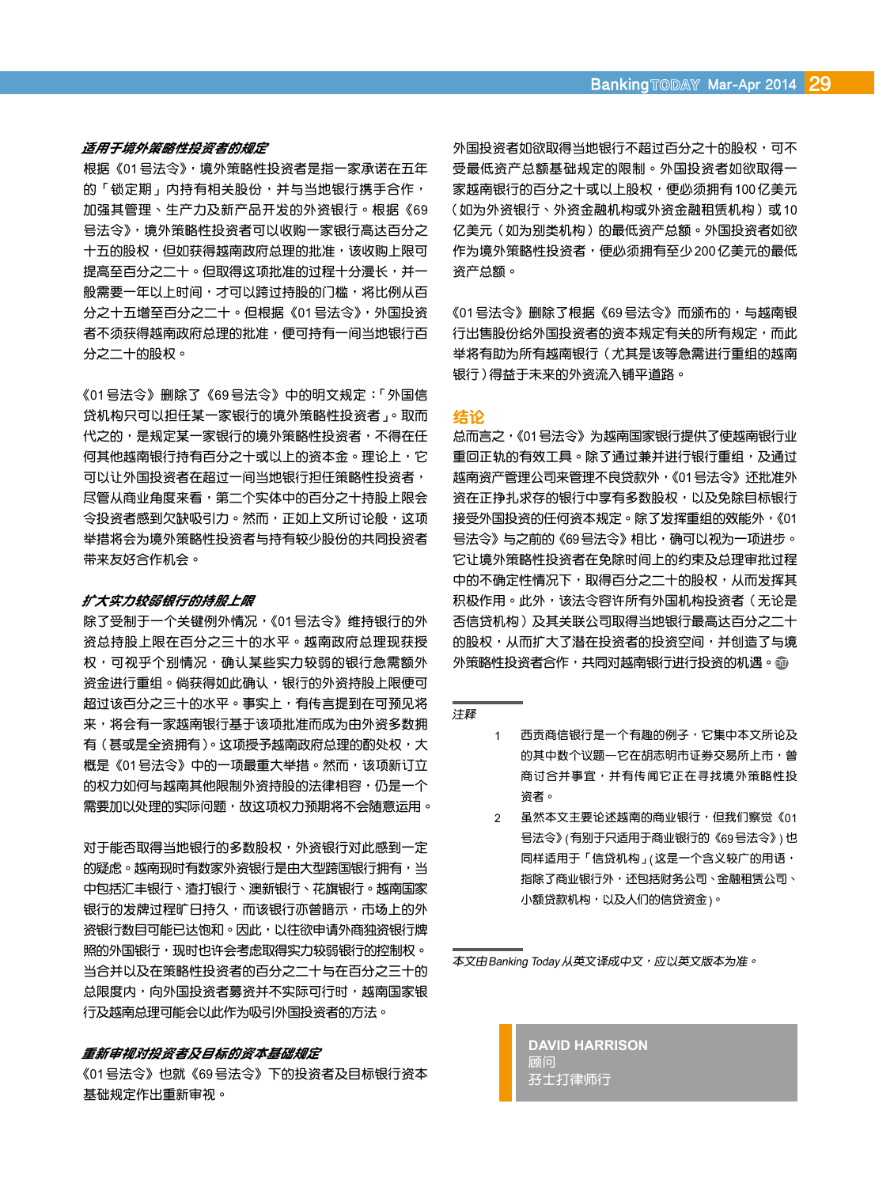### *适用于境外策略性投资者的规定*

根据《01号法令》，境外策略性投资者是指一家承诺在五年的「锁定期」内持有相关股份，并与当地银行携手合作，加强其管理、生产力及新产品开发的外资银行。根据《69号法令》，境外策略性投资者可以收购一家银行高达百分之十五的股权，但如获得越南政府总理的批准，该收购上限可提高至百分之二十。但取得这项批准的过程十分漫长，并一般需要一年以上时间，才可以跨过持股的门槛，将比例从百分之十五增至百分之二十。但根据《01号法令》，外国投资者不须获得越南政府总理的批准，便可持有一间当地银行百分之二十的股权。

《01号法令》删除了《69号法令》中的明文规定：「外国信贷机构只可以担任某一家银行的境外策略性投资者」。取而代之的，是规定某一家银行的境外策略性投资者，不得在任何其他越南银行持有百分之十或以上的资本金。理论上，它可以让外国投资者在超过一间当地银行担任策略性投资者，尽管从商业角度来看，第二个实体中的百分之十持股上限会令投资者感到欠缺吸引力。然而，正如上文所讨论般，这项举措将会为境外策略性投资者与持有较少股份的共同投资者带来友好合作机会。

### *扩大实力较弱银行的持股上限*

除了受制于一个关键例外情况，《01号法令》维持银行的外资总持股上限在百分之三十的水平。越南政府总理现获授权，可视乎个别情况，确认某些实力较弱的银行急需额外资金进行重组。倘获得如此确认，银行的外资持股上限便可超过该百分之三十的水平。事实上，有传言提到在可预见将来，将会有一家越南银行基于这项批准而成为由外资多数拥有（甚或是全资拥有）。这项授予越南政府总理的酌处权，大概是《01号法令》中的一项最重大举措。然而，该项新订立的权力如何与越南其他限制外资持股的法律相容，仍是一个需要加以处理的实际问题，故这项权力预期将不会随意运用。

对于能否取得当地银行的多数股权，外资银行对此感到一定的疑虑。越南现时有数家外资银行是由大型跨国银行拥有，当中包括汇丰银行、渣打银行、澳新银行、花旗银行。越南国家银行的发牌过程旷日持久，而该银行亦曾暗示，市场上的外资银行数目可能已达饱和。因此，以往欲申请外商独资银行牌照的外国银行，现时也许会考虑取得实力较弱银行的控制权。当合并以及在策略性投资者的百分之二十与在百分之三十的总限度内，向外国投资者募资并不实际可行时，越南国家银行及越南总理可能会以此作为吸引外国投资者的方法。

### *重新审视对投资者及目标的资本基础规定*

《01号法令》也就《69号法令》下的投资者及目标银行资本基础规定作出重新审视。

外国投资者如欲取得当地银行不超过百分之十的股权，可不受最低资产总额基础规定的限制。外国投资者如欲取得一家越南银行的百分之十或以上股权，便必须拥有100亿美元（如为外资银行、外资金融机构或外资金融租赁机构）或10亿美元（如为别类机构）的最低资产总额。外国投资者如欲作为境外策略性投资者，便必须拥有至少200亿美元的最低资产总额。

《01号法令》删除了根据《69号法令》而颁布的，与越南银行出售股份给外国投资者的资本规定有关的所有规定，而此举将有助为所有越南银行（尤其是该等急需进行重组的越南银行）得益于未来的外资流入铺平道路。

## 结论

总而言之，《01号法令》为越南国家银行提供了使越南银行业重回正轨的有效工具。除了通过兼并进行银行重组，及通过越南资产管理公司来管理不良贷款外，《01号法令》还批准外资在正挣扎求存的银行中享有多数股权，以及免除目标银行接受外国投资的任何资本规定。除了发挥重组的效能外，《01号法令》与之前的《69号法令》相比，确可以视为一项进步。它让境外策略性投资者在免除时间上的约束及总理审批过程中的不确定性情况下，取得百分之二十的股权，从而发挥其积极作用。此外，该法令容许所有外国机构投资者（无论是否信贷机构）及其关联公司取得当地银行最高达百分之二十的股权，从而扩大了潜在投资者的投资空间，并创造了与境外策略性投资者合作，共同对越南银行进行投资的机遇。

---

*注释*

1. 西贡商信银行是一个有趣的例子，它集中本文所论及的其中数个议题—它在胡志明市证券交易所上市，曾商讨合并事宜，并有传闻它正在寻找境外策略性投资者。
2. 虽然本文主要论述越南的商业银行，但我们察觉《01号法令》(有别于只适用于商业银行的《69号法令》) 也同样适用于「信贷机构」(这是一个含义较广的用语，指除了商业银行外，还包括财务公司、金融租赁公司、小额贷款机构，以及人们的信贷资金)。

---

*本文由Banking Today从英文译成中文，应以英文版本为准。*

**DAVID HARRISON**
顾问
孖士打律师行